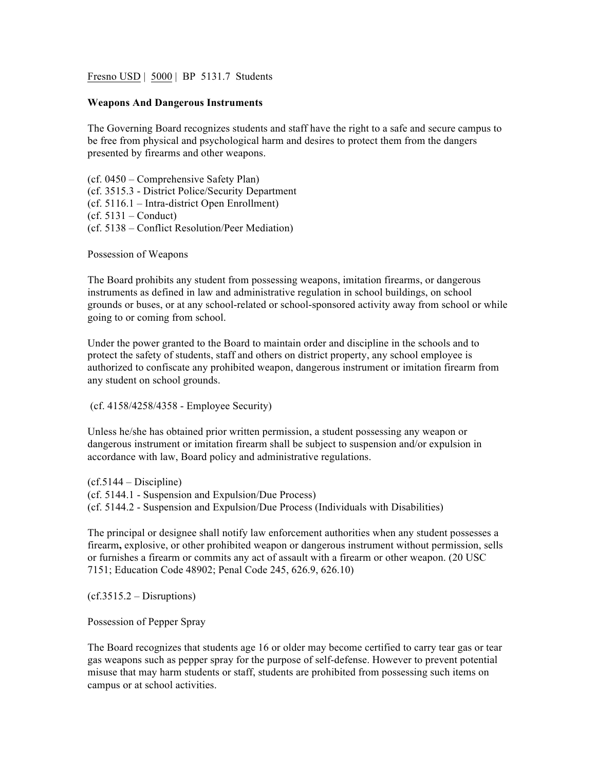Fresno USD | 5000 | BP 5131.7 Students

**Weapons And Dangerous Instruments**

The Governing Board recognizes students and staff have the right to a safe and secure campus to be free from physical and psychological harm and desires to protect them from the dangers presented by firearms and other weapons.

(cf. 0450 – Comprehensive Safety Plan)
(cf. 3515.3 - District Police/Security Department
(cf. 5116.1 – Intra-district Open Enrollment)
(cf. 5131 – Conduct)
(cf. 5138 – Conflict Resolution/Peer Mediation)

Possession of Weapons

The Board prohibits any student from possessing weapons, imitation firearms, or dangerous instruments as defined in law and administrative regulation in school buildings, on school grounds or buses, or at any school-related or school-sponsored activity away from school or while going to or coming from school.

Under the power granted to the Board to maintain order and discipline in the schools and to protect the safety of students, staff and others on district property, any school employee is authorized to confiscate any prohibited weapon, dangerous instrument or imitation firearm from any student on school grounds.

(cf. 4158/4258/4358 - Employee Security)

Unless he/she has obtained prior written permission, a student possessing any weapon or dangerous instrument or imitation firearm shall be subject to suspension and/or expulsion in accordance with law, Board policy and administrative regulations.

(cf.5144 – Discipline)
(cf. 5144.1 - Suspension and Expulsion/Due Process)
(cf. 5144.2 - Suspension and Expulsion/Due Process (Individuals with Disabilities)

The principal or designee shall notify law enforcement authorities when any student possesses a firearm**,** explosive, or other prohibited weapon or dangerous instrument without permission, sells or furnishes a firearm or commits any act of assault with a firearm or other weapon. (20 USC 7151; Education Code 48902; Penal Code 245, 626.9, 626.10)

(cf.3515.2 – Disruptions)

Possession of Pepper Spray

The Board recognizes that students age 16 or older may become certified to carry tear gas or tear gas weapons such as pepper spray for the purpose of self-defense. However to prevent potential misuse that may harm students or staff, students are prohibited from possessing such items on campus or at school activities.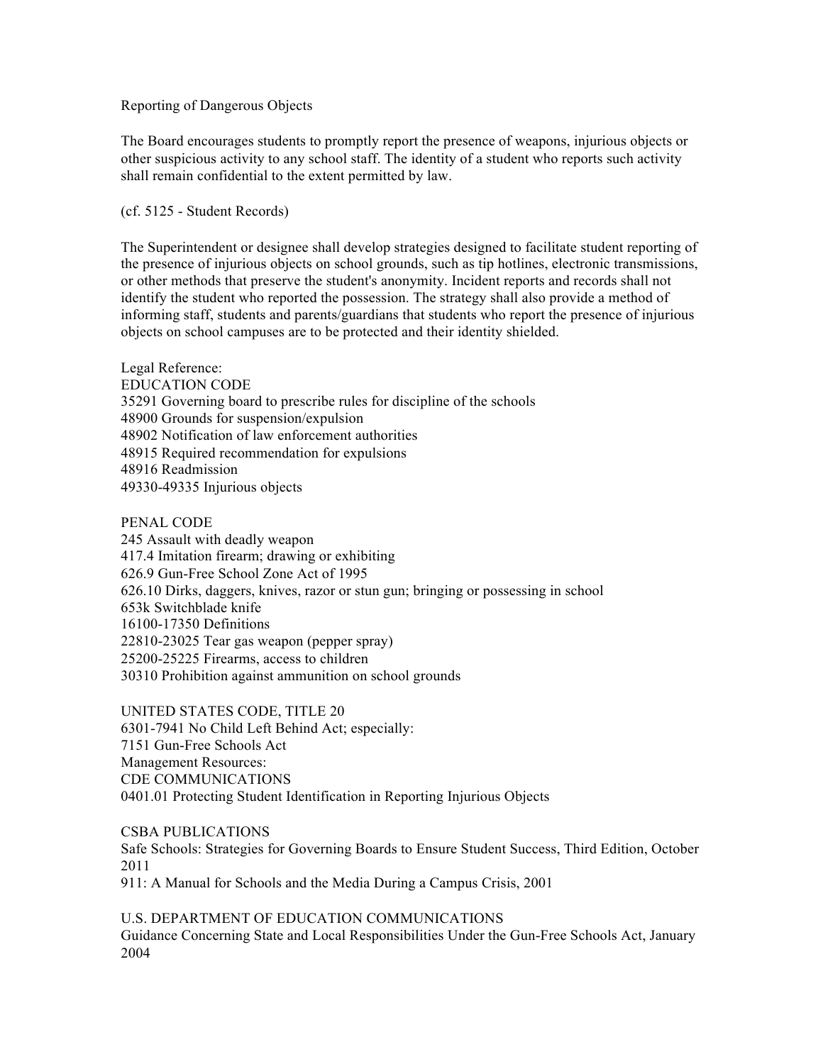Reporting of Dangerous Objects

The Board encourages students to promptly report the presence of weapons, injurious objects or other suspicious activity to any school staff. The identity of a student who reports such activity shall remain confidential to the extent permitted by law.

(cf. 5125 - Student Records)

The Superintendent or designee shall develop strategies designed to facilitate student reporting of the presence of injurious objects on school grounds, such as tip hotlines, electronic transmissions, or other methods that preserve the student's anonymity. Incident reports and records shall not identify the student who reported the possession. The strategy shall also provide a method of informing staff, students and parents/guardians that students who report the presence of injurious objects on school campuses are to be protected and their identity shielded.

Legal Reference:
EDUCATION CODE
35291 Governing board to prescribe rules for discipline of the schools
48900 Grounds for suspension/expulsion
48902 Notification of law enforcement authorities
48915 Required recommendation for expulsions
48916 Readmission
49330-49335 Injurious objects

PENAL CODE
245 Assault with deadly weapon
417.4 Imitation firearm; drawing or exhibiting
626.9 Gun-Free School Zone Act of 1995
626.10 Dirks, daggers, knives, razor or stun gun; bringing or possessing in school
653k Switchblade knife
16100-17350 Definitions
22810-23025 Tear gas weapon (pepper spray)
25200-25225 Firearms, access to children
30310 Prohibition against ammunition on school grounds

UNITED STATES CODE, TITLE 20
6301-7941 No Child Left Behind Act; especially:
7151 Gun-Free Schools Act
Management Resources:
CDE COMMUNICATIONS
0401.01 Protecting Student Identification in Reporting Injurious Objects

CSBA PUBLICATIONS
Safe Schools: Strategies for Governing Boards to Ensure Student Success, Third Edition, October 2011
911: A Manual for Schools and the Media During a Campus Crisis, 2001

U.S. DEPARTMENT OF EDUCATION COMMUNICATIONS
Guidance Concerning State and Local Responsibilities Under the Gun-Free Schools Act, January 2004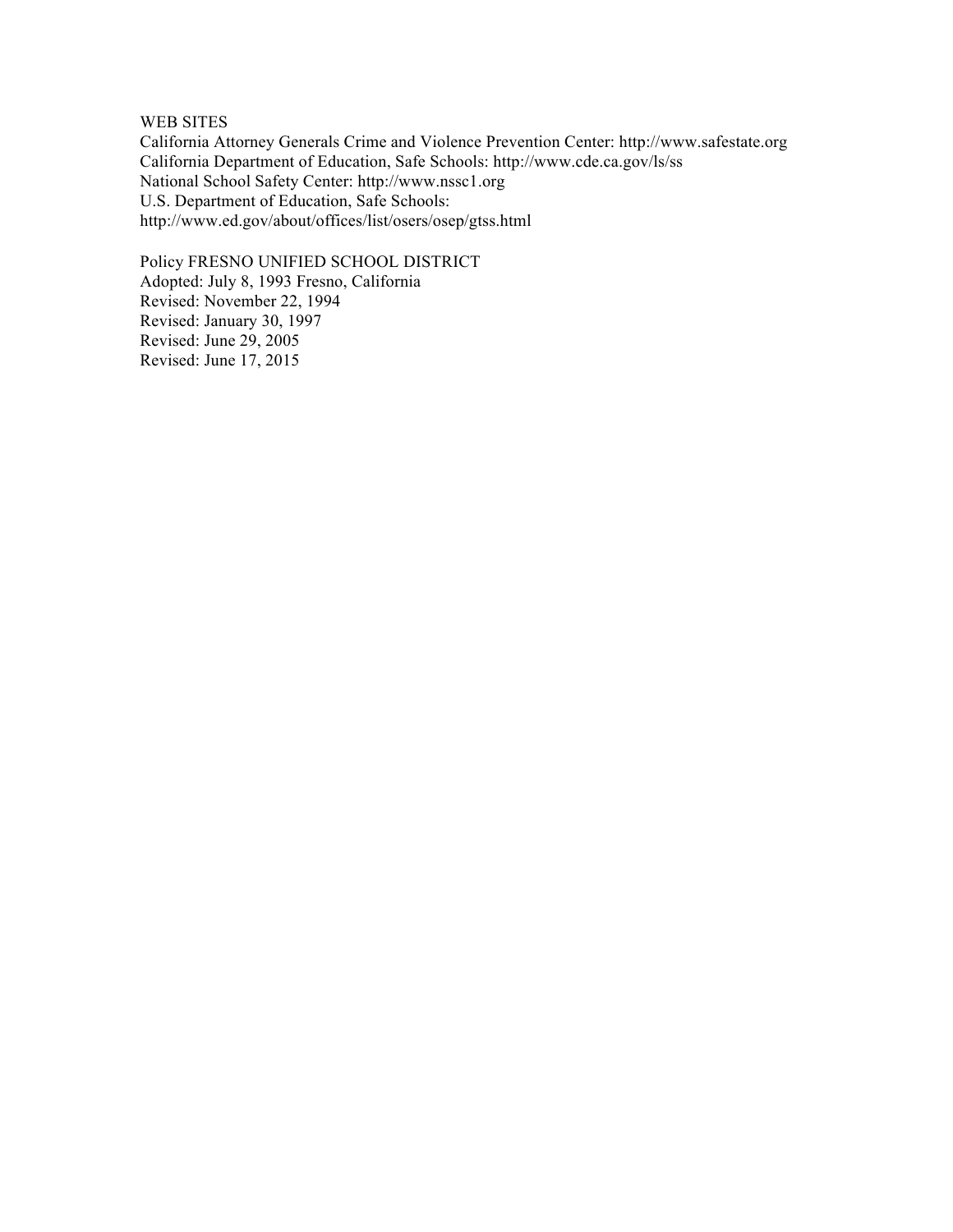WEB SITES

California Attorney Generals Crime and Violence Prevention Center: http://www.safestate.org
California Department of Education, Safe Schools: http://www.cde.ca.gov/ls/ss
National School Safety Center: http://www.nssc1.org
U.S. Department of Education, Safe Schools:
http://www.ed.gov/about/offices/list/osers/osep/gtss.html

Policy FRESNO UNIFIED SCHOOL DISTRICT
Adopted: July 8, 1993 Fresno, California
Revised: November 22, 1994
Revised: January 30, 1997
Revised: June 29, 2005
Revised: June 17, 2015